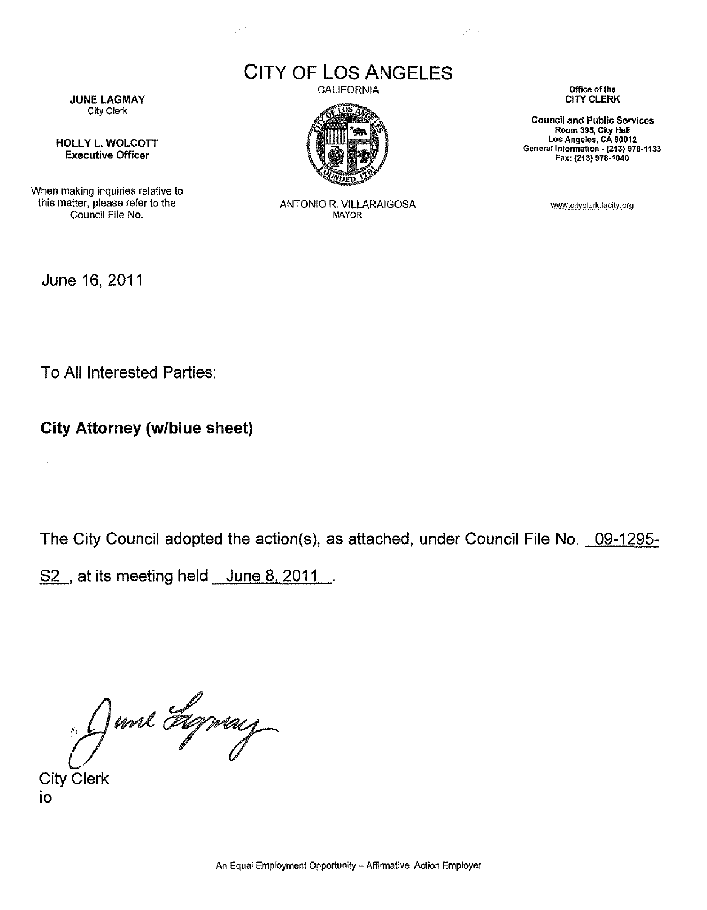# CITY OF LOS ANGELES

CALIFORNIA

**JUNE LAGMAY**
City Clerk

**HOLLY L. WOLCOTT**
**Executive Officer**

When making inquiries relative to this matter, please refer to the Council File No.

ANTONIO R. VILLARAIGOSA
MAYOR

**Office of the**
**CITY CLERK**

**Council and Public Services**
**Room 395, City Hall**
**Los Angeles, CA 90012**
**General Information - (213) 978-1133**
**Fax: (213) 978-1040**

www.cityclerk.lacity.org

June 16, 2011

To All Interested Parties:

**City Attorney (w/blue sheet)**

The City Council adopted the action(s), as attached, under Council File No. 09-1295-S2, at its meeting held June 8, 2011.

City Clerk
io

An Equal Employment Opportunity – Affirmative Action Employer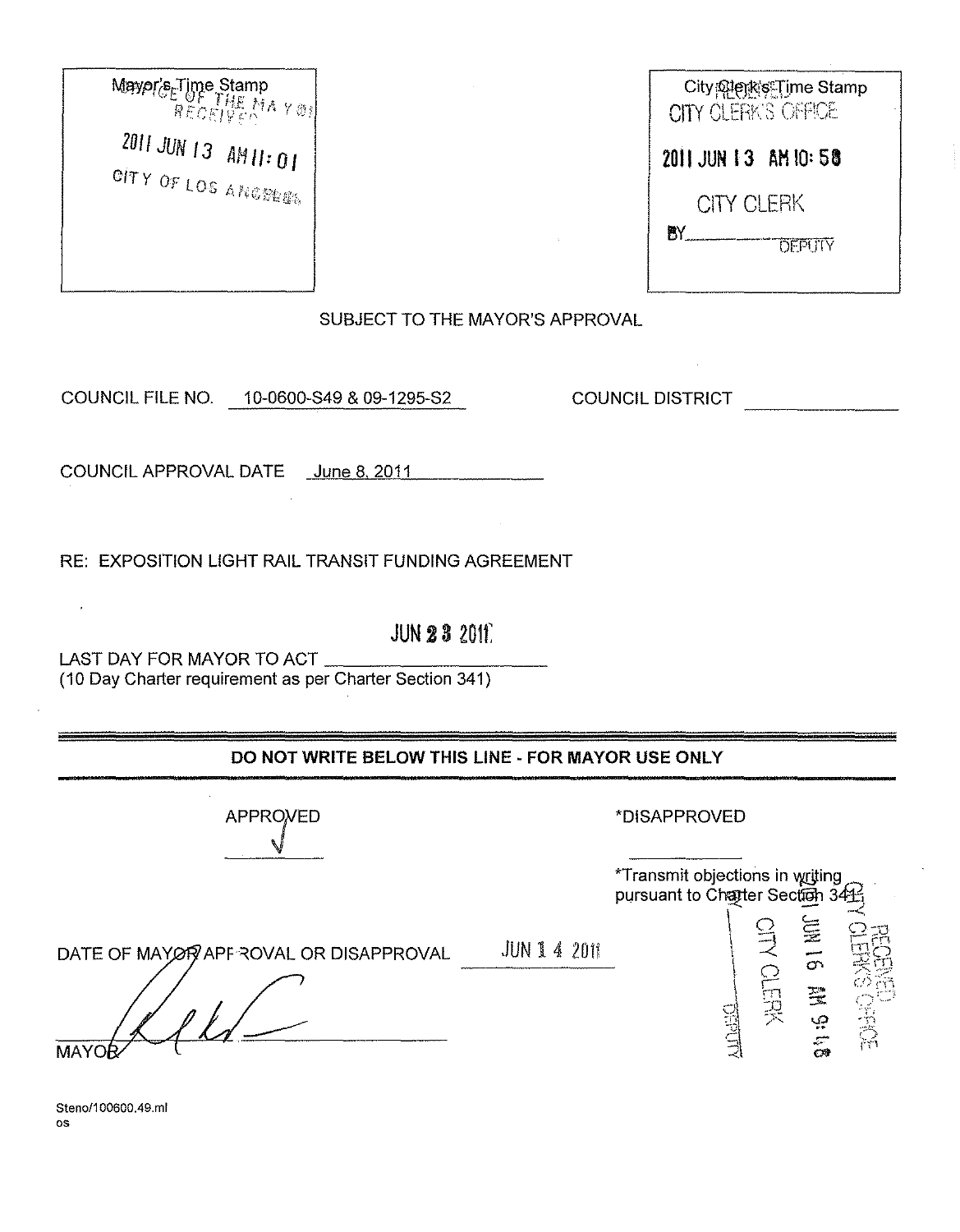| Mayor's Time Stamp | City Clerk's Time Stamp |
|---|---|
| OFFICE OF THE MAYOR RECEIVED<br>2011 JUN 13 AM 11:01<br>CITY OF LOS ANGELES | RECEIVED<br>CITY CLERK'S OFFICE<br>2011 JUN 13 AM 10:58<br>CITY CLERK<br>BY ________ DEPUTY |

SUBJECT TO THE MAYOR'S APPROVAL

COUNCIL FILE NO. 10-0600-S49 & 09-1295-S2 COUNCIL DISTRICT ________

COUNCIL APPROVAL DATE June 8, 2011

RE: EXPOSITION LIGHT RAIL TRANSIT FUNDING AGREEMENT

LAST DAY FOR MAYOR TO ACT JUN 23 2011
(10 Day Charter requirement as per Charter Section 341)

---

**DO NOT WRITE BELOW THIS LINE - FOR MAYOR USE ONLY**

APPROVED ✓ *DISAPPROVED ________

*Transmit objections in writing pursuant to Charter Section 341

DATE OF MAYOR APPROVAL OR DISAPPROVAL JUN 14 2011

RECEIVED
CITY CLERK'S OFFICE
2011 JUN 16 AM 9:48
CITY CLERK
BY ________ DEPUTY

________________________
MAYOR

Steno/100600.49.ml
os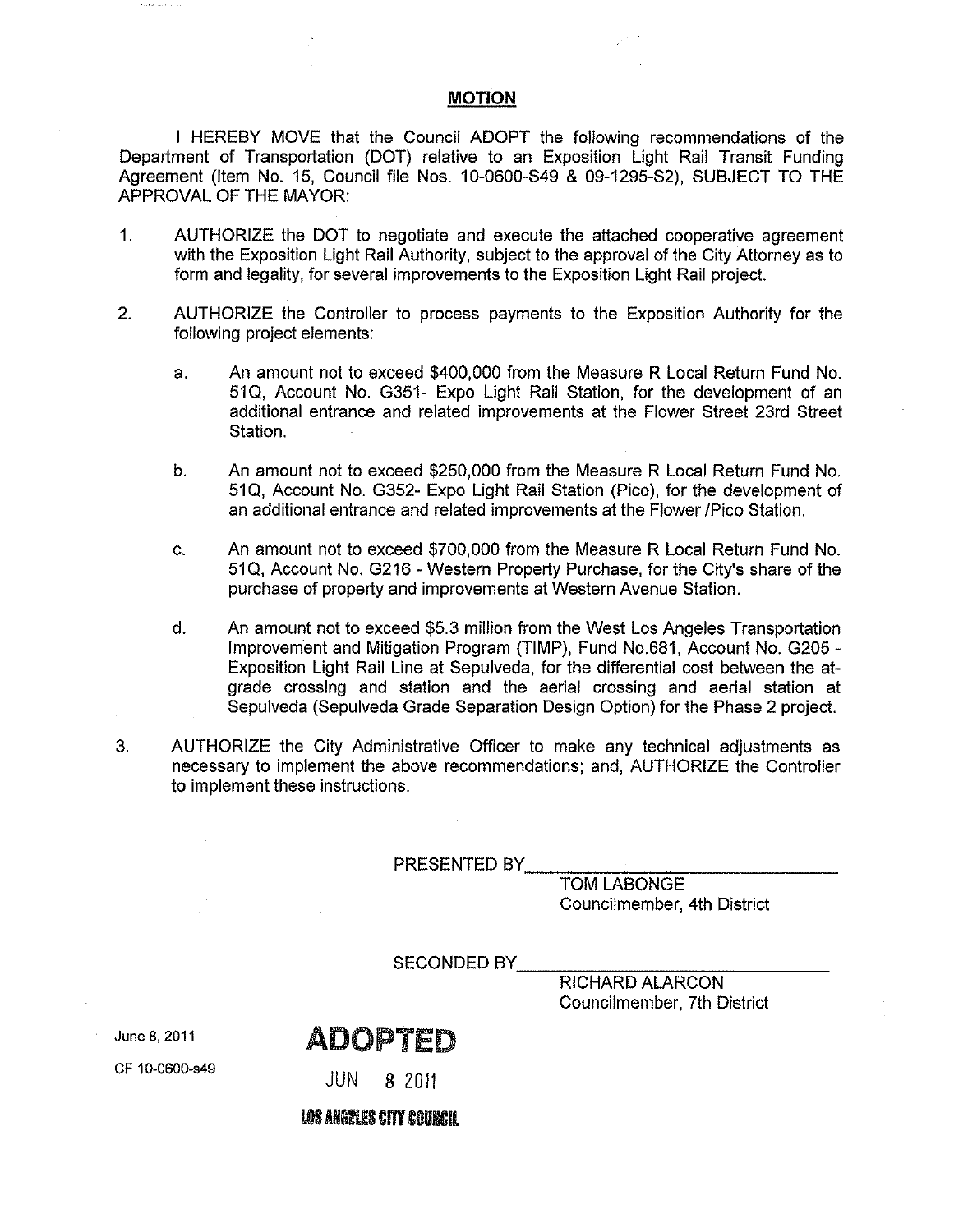## MOTION

I HEREBY MOVE that the Council ADOPT the following recommendations of the Department of Transportation (DOT) relative to an Exposition Light Rail Transit Funding Agreement (Item No. 15, Council file Nos. 10-0600-S49 & 09-1295-S2), SUBJECT TO THE APPROVAL OF THE MAYOR:

1. AUTHORIZE the DOT to negotiate and execute the attached cooperative agreement with the Exposition Light Rail Authority, subject to the approval of the City Attorney as to form and legality, for several improvements to the Exposition Light Rail project.

2. AUTHORIZE the Controller to process payments to the Exposition Authority for the following project elements:

   a. An amount not to exceed $400,000 from the Measure R Local Return Fund No. 51Q, Account No. G351- Expo Light Rail Station, for the development of an additional entrance and related improvements at the Flower Street 23rd Street Station.

   b. An amount not to exceed $250,000 from the Measure R Local Return Fund No. 51Q, Account No. G352- Expo Light Rail Station (Pico), for the development of an additional entrance and related improvements at the Flower /Pico Station.

   c. An amount not to exceed $700,000 from the Measure R Local Return Fund No. 51Q, Account No. G216 - Western Property Purchase, for the City's share of the purchase of property and improvements at Western Avenue Station.

   d. An amount not to exceed $5.3 million from the West Los Angeles Transportation Improvement and Mitigation Program (TIMP), Fund No.681, Account No. G205 - Exposition Light Rail Line at Sepulveda, for the differential cost between the at-grade crossing and station and the aerial crossing and aerial station at Sepulveda (Sepulveda Grade Separation Design Option) for the Phase 2 project.

3. AUTHORIZE the City Administrative Officer to make any technical adjustments as necessary to implement the above recommendations; and, AUTHORIZE the Controller to implement these instructions.

PRESENTED BY\_\_\_\_\_\_\_\_\_\_\_\_\_\_\_\_\_\_\_\_\_\_\_\_\_\_\_\_\_\_

TOM LABONGE
Councilmember, 4th District

SECONDED BY\_\_\_\_\_\_\_\_\_\_\_\_\_\_\_\_\_\_\_\_\_\_\_\_\_\_\_\_\_\_

RICHARD ALARCON
Councilmember, 7th District

June 8, 2011

CF 10-0600-s49

**ADOPTED**

JUN 8 2011

**LOS ANGELES CITY COUNCIL**